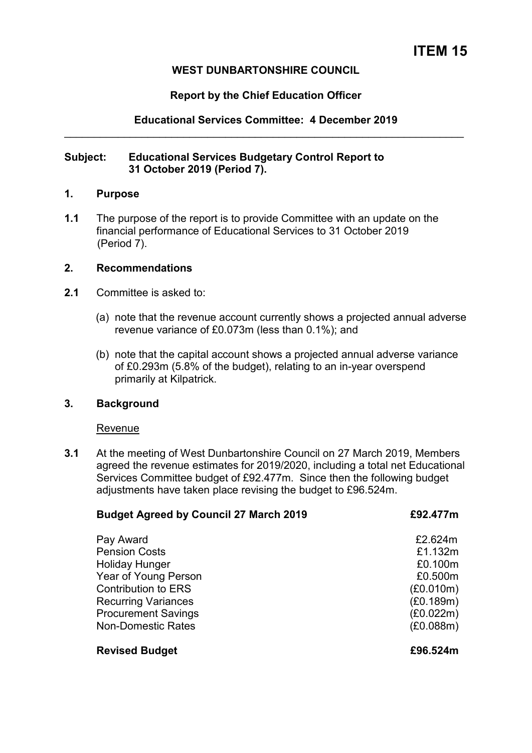# ITEM 15

**WEST DUNBARTONSHIRE COUNCIL**

**Report by the Chief Education Officer**

**Educational Services Committee: 4 December 2019**

---

**Subject: Educational Services Budgetary Control Report to 31 October 2019 (Period 7).**

## 1. Purpose

**1.1** The purpose of the report is to provide Committee with an update on the financial performance of Educational Services to 31 October 2019 (Period 7).

## 2. Recommendations

**2.1** Committee is asked to:

(a) note that the revenue account currently shows a projected annual adverse revenue variance of £0.073m (less than 0.1%); and

(b) note that the capital account shows a projected annual adverse variance of £0.293m (5.8% of the budget), relating to an in-year overspend primarily at Kilpatrick.

## 3. Background

Revenue

**3.1** At the meeting of West Dunbartonshire Council on 27 March 2019, Members agreed the revenue estimates for 2019/2020, including a total net Educational Services Committee budget of £92.477m. Since then the following budget adjustments have taken place revising the budget to £96.524m.

| | |
|---|---|
| **Budget Agreed by Council 27 March 2019** | **£92.477m** |
| Pay Award | £2.624m |
| Pension Costs | £1.132m |
| Holiday Hunger | £0.100m |
| Year of Young Person | £0.500m |
| Contribution to ERS | (£0.010m) |
| Recurring Variances | (£0.189m) |
| Procurement Savings | (£0.022m) |
| Non-Domestic Rates | (£0.088m) |
| **Revised Budget** | **£96.524m** |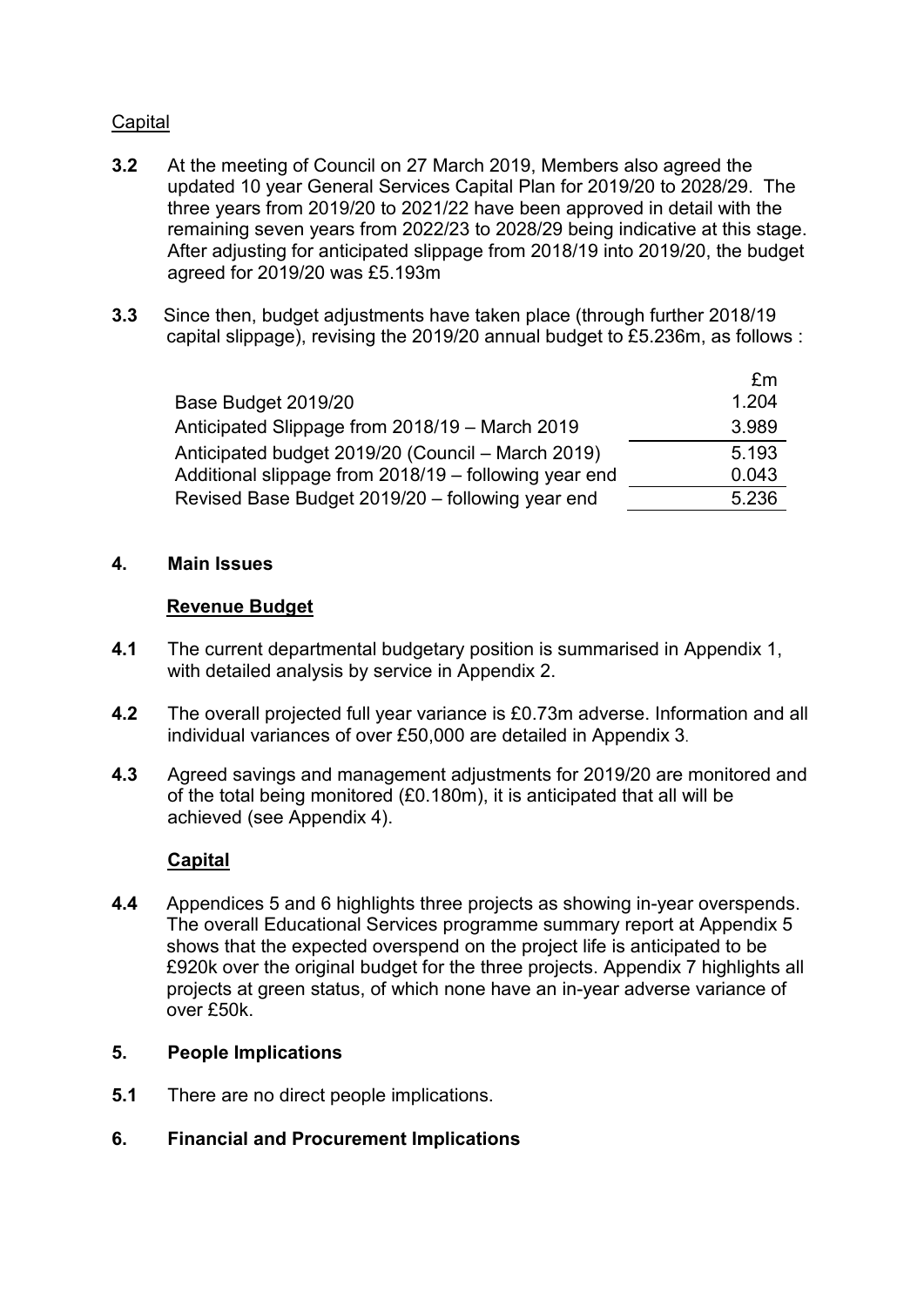Capital

**3.2** At the meeting of Council on 27 March 2019, Members also agreed the updated 10 year General Services Capital Plan for 2019/20 to 2028/29. The three years from 2019/20 to 2021/22 have been approved in detail with the remaining seven years from 2022/23 to 2028/29 being indicative at this stage. After adjusting for anticipated slippage from 2018/19 into 2019/20, the budget agreed for 2019/20 was £5.193m

**3.3** Since then, budget adjustments have taken place (through further 2018/19 capital slippage), revising the 2019/20 annual budget to £5.236m, as follows :

| | £m |
|---|---|
| Base Budget 2019/20 | 1.204 |
| Anticipated Slippage from 2018/19 – March 2019 | 3.989 |
| Anticipated budget 2019/20 (Council – March 2019) | 5.193 |
| Additional slippage from 2018/19 – following year end | 0.043 |
| Revised Base Budget 2019/20 – following year end | 5.236 |

## 4. Main Issues

### Revenue Budget

**4.1** The current departmental budgetary position is summarised in Appendix 1, with detailed analysis by service in Appendix 2.

**4.2** The overall projected full year variance is £0.73m adverse. Information and all individual variances of over £50,000 are detailed in Appendix 3.

**4.3** Agreed savings and management adjustments for 2019/20 are monitored and of the total being monitored (£0.180m), it is anticipated that all will be achieved (see Appendix 4).

### Capital

**4.4** Appendices 5 and 6 highlights three projects as showing in-year overspends. The overall Educational Services programme summary report at Appendix 5 shows that the expected overspend on the project life is anticipated to be £920k over the original budget for the three projects. Appendix 7 highlights all projects at green status, of which none have an in-year adverse variance of over £50k.

## 5. People Implications

**5.1** There are no direct people implications.

## 6. Financial and Procurement Implications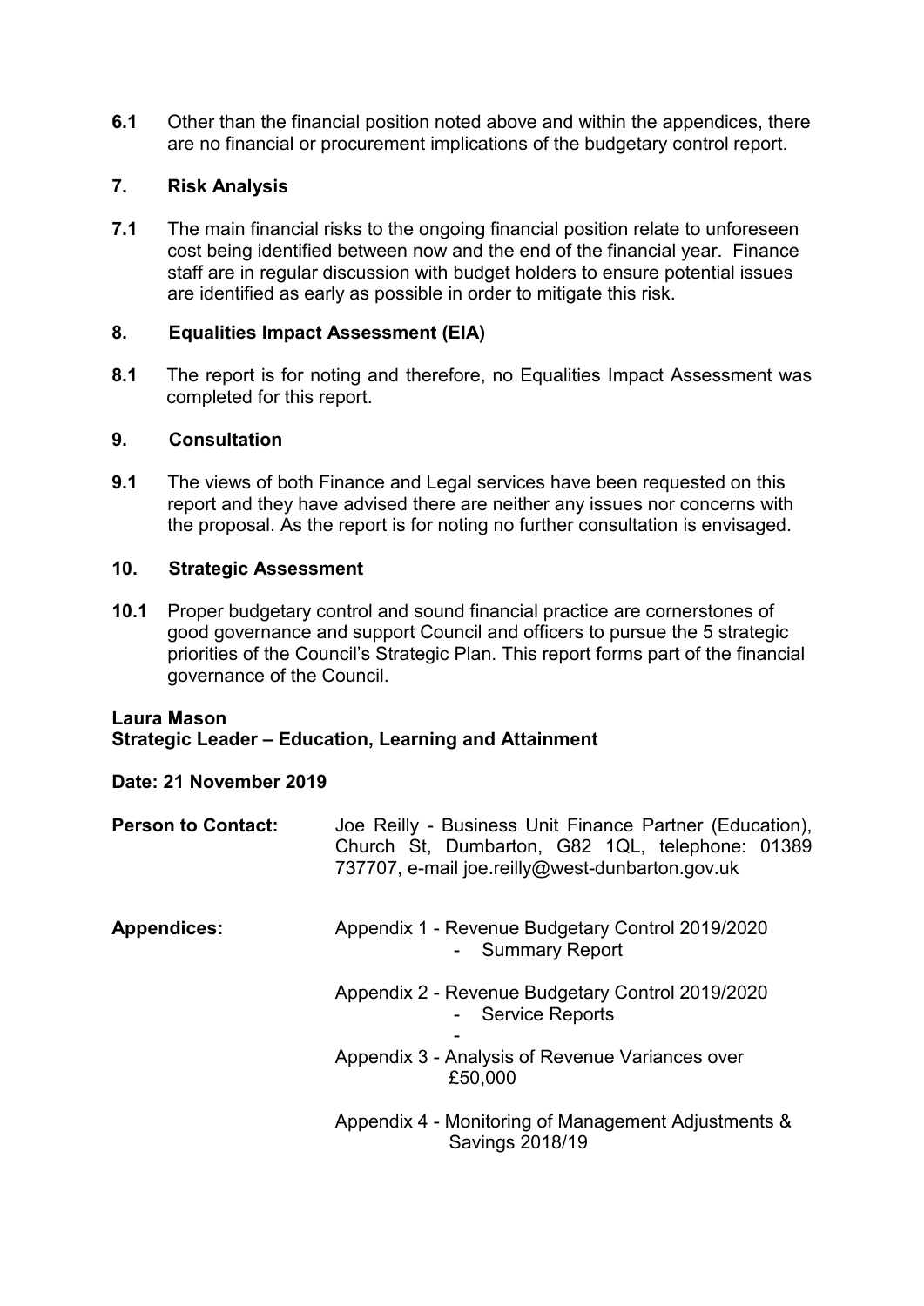**6.1** Other than the financial position noted above and within the appendices, there are no financial or procurement implications of the budgetary control report.

## 7. Risk Analysis

**7.1** The main financial risks to the ongoing financial position relate to unforeseen cost being identified between now and the end of the financial year. Finance staff are in regular discussion with budget holders to ensure potential issues are identified as early as possible in order to mitigate this risk.

## 8. Equalities Impact Assessment (EIA)

**8.1** The report is for noting and therefore, no Equalities Impact Assessment was completed for this report.

## 9. Consultation

**9.1** The views of both Finance and Legal services have been requested on this report and they have advised there are neither any issues nor concerns with the proposal. As the report is for noting no further consultation is envisaged.

## 10. Strategic Assessment

**10.1** Proper budgetary control and sound financial practice are cornerstones of good governance and support Council and officers to pursue the 5 strategic priorities of the Council's Strategic Plan. This report forms part of the financial governance of the Council.

**Laura Mason**
**Strategic Leader – Education, Learning and Attainment**

**Date: 21 November 2019**

**Person to Contact:** Joe Reilly - Business Unit Finance Partner (Education), Church St, Dumbarton, G82 1QL, telephone: 01389 737707, e-mail joe.reilly@west-dunbarton.gov.uk

**Appendices:**

Appendix 1 - Revenue Budgetary Control 2019/2020
- Summary Report

Appendix 2 - Revenue Budgetary Control 2019/2020
- Service Reports
-

Appendix 3 - Analysis of Revenue Variances over £50,000

Appendix 4 - Monitoring of Management Adjustments & Savings 2018/19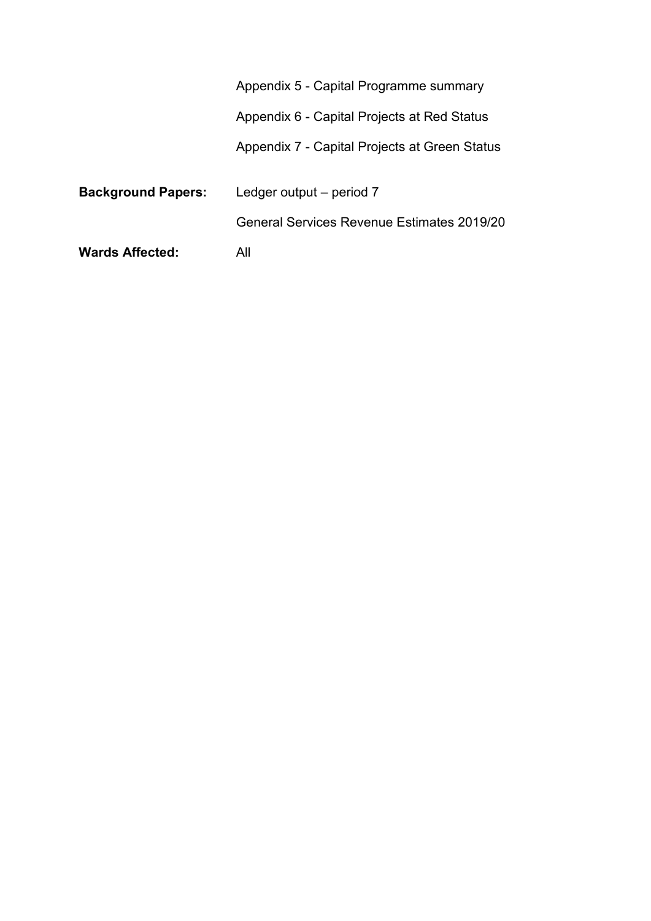| | |
|---|---|
| | Appendix 5 - Capital Programme summary |
| | Appendix 6 - Capital Projects at Red Status |
| | Appendix 7 - Capital Projects at Green Status |
| **Background Papers:** | Ledger output – period 7 |
| | General Services Revenue Estimates 2019/20 |
| **Wards Affected:** | All |